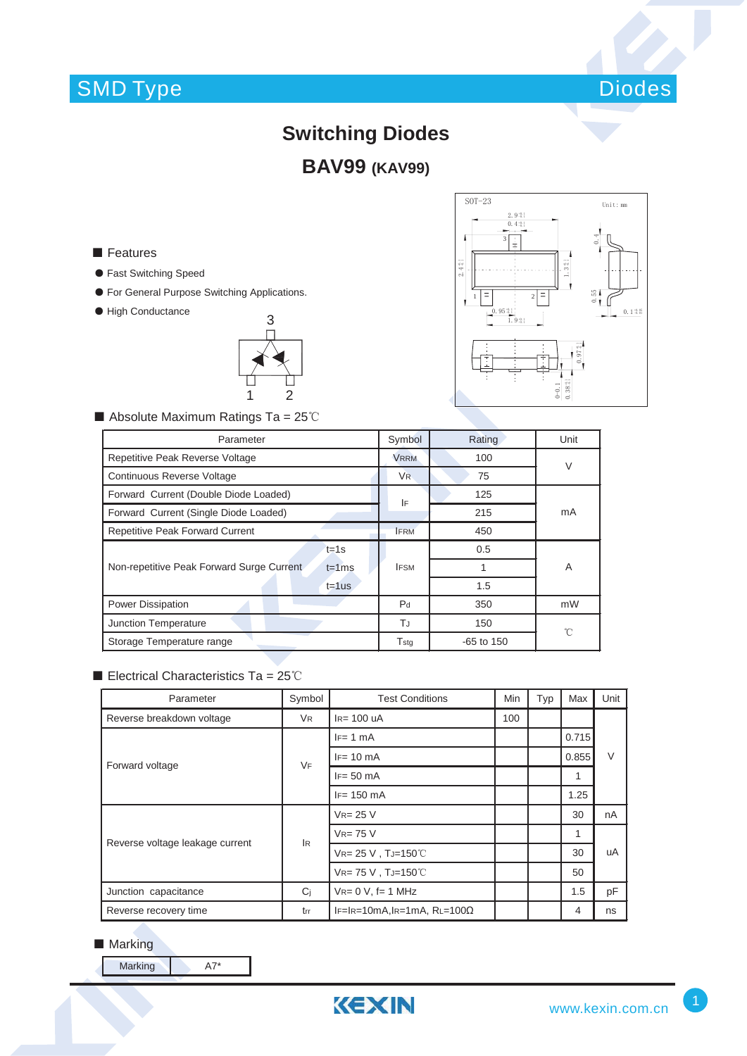SMD Type

Diodes

# Switching Diodes

## BAV99 (KAV99)

■ Features

- Fast Switching Speed
- For General Purpose Switching Applications.
- High Conductance

SOT-23

Unit: mm

■ Absolute Maximum Ratings Ta = 25℃

| Parameter | | Symbol | Rating | Unit |
|---|---|---|---|---|
| Repetitive Peak Reverse Voltage | | $V_{RRM}$ | 100 | V |
| Continuous Reverse Voltage | | $V_R$ | 75 | |
| Forward Current (Double Diode Loaded) | | $I_F$ | 125 | mA |
| Forward Current (Single Diode Loaded) | | | 215 | |
| Repetitive Peak Forward Current | | $I_{FRM}$ | 450 | |
| Non-repetitive Peak Forward Surge Current | t=1s | $I_{FSM}$ | 0.5 | A |
| | t=1ms | | 1 | |
| | t=1us | | 1.5 | |
| Power Dissipation | | $P_d$ | 350 | mW |
| Junction Temperature | | $T_J$ | 150 | ℃ |
| Storage Temperature range | | $T_{stg}$ | -65 to 150 | |

■ Electrical Characteristics Ta = 25℃

| Parameter | Symbol | Test Conditions | Min | Typ | Max | Unit |
|---|---|---|---|---|---|---|
| Reverse breakdown voltage | $V_R$ | $I_R$= 100 uA | 100 | | | V |
| Forward voltage | $V_F$ | $I_F$= 1 mA | | | 0.715 | |
| | | $I_F$= 10 mA | | | 0.855 | |
| | | $I_F$= 50 mA | | | 1 | |
| | | $I_F$= 150 mA | | | 1.25 | |
| Reverse voltage leakage current | $I_R$ | $V_R$= 25 V | | | 30 | nA |
| | | $V_R$= 75 V | | | 1 | uA |
| | | $V_R$= 25 V , $T_J$=150℃ | | | 30 | |
| | | $V_R$= 75 V , $T_J$=150℃ | | | 50 | |
| Junction capacitance | $C_j$ | $V_R$= 0 V, f= 1 MHz | | | 1.5 | pF |
| Reverse recovery time | $t_{rr}$ | $I_F$=$I_R$=10mA,$I_R$=1mA, $R_L$=100Ω | | | 4 | ns |

■ Marking

| Marking | A7* |
|---|---|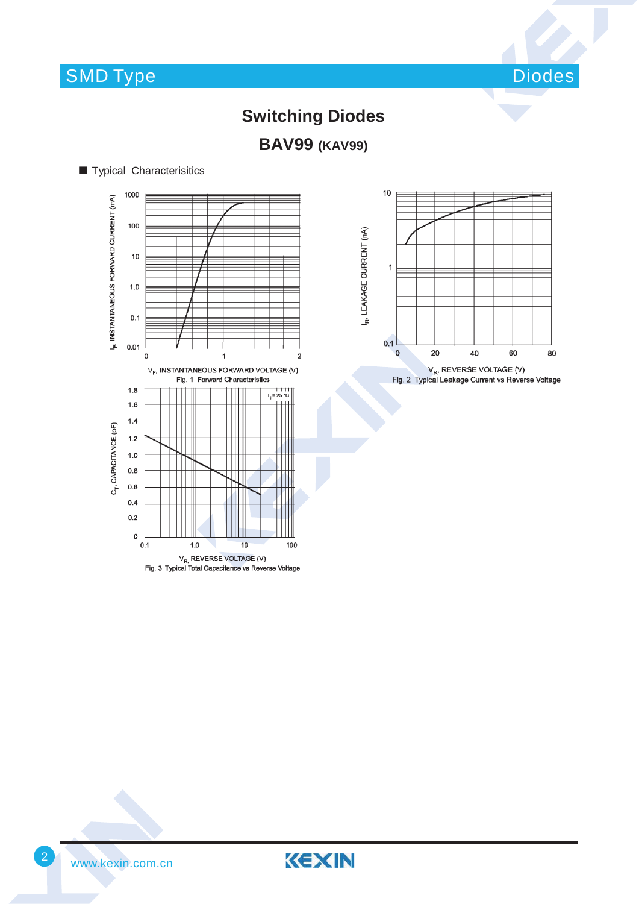# Switching Diodes

## BAV99 (KAV99)

■ Typical Characterisitics

1000
100
10
1.0
0.1
0.01
0
1
2

$I_F$, INSTANTANEOUS FORWARD CURRENT (mA)

$V_F$, INSTANTANEOUS FORWARD VOLTAGE (V)

Fig. 1 Forward Characteristics

10
1
0.1
0
20
40
60
80

$I_R$, LEAKAGE CURRENT (nA)

$V_R$, REVERSE VOLTAGE (V)

Fig. 2 Typical Leakage Current vs Reverse Voltage

1.8
1.6
1.4
1.2
1.0
0.8
0.6
0.4
0.2
0
0.1
1.0
10
100

$T_j$ = 25 °C

$C_T$, CAPACITANCE (pF)

$V_R$, REVERSE VOLTAGE (V)

Fig. 3 Typical Total Capacitance vs Reverse Voltage